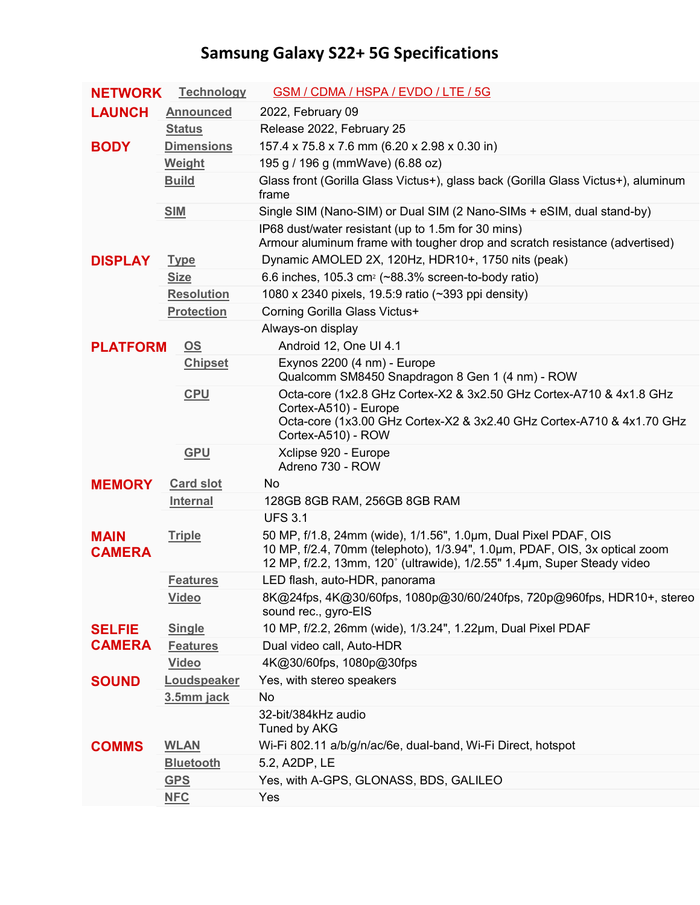# Samsung Galaxy S22+ 5G Specifications

| | | |
|---|---|---|
| **NETWORK** | Technology | GSM / CDMA / HSPA / EVDO / LTE / 5G |
| **LAUNCH** | Announced | 2022, February 09 |
| | Status | Release 2022, February 25 |
| **BODY** | Dimensions | 157.4 x 75.8 x 7.6 mm (6.20 x 2.98 x 0.30 in) |
| | Weight | 195 g / 196 g (mmWave) (6.88 oz) |
| | Build | Glass front (Gorilla Glass Victus+), glass back (Gorilla Glass Victus+), aluminum frame |
| | SIM | Single SIM (Nano-SIM) or Dual SIM (2 Nano-SIMs + eSIM, dual stand-by) |
| | | IP68 dust/water resistant (up to 1.5m for 30 mins)<br>Armour aluminum frame with tougher drop and scratch resistance (advertised) |
| **DISPLAY** | Type | Dynamic AMOLED 2X, 120Hz, HDR10+, 1750 nits (peak) |
| | Size | 6.6 inches, 105.3 cm$^2$ (~88.3% screen-to-body ratio) |
| | Resolution | 1080 x 2340 pixels, 19.5:9 ratio (~393 ppi density) |
| | Protection | Corning Gorilla Glass Victus+ |
| | | Always-on display |
| **PLATFORM** | OS | Android 12, One UI 4.1 |
| | Chipset | Exynos 2200 (4 nm) - Europe<br>Qualcomm SM8450 Snapdragon 8 Gen 1 (4 nm) - ROW |
| | CPU | Octa-core (1x2.8 GHz Cortex-X2 & 3x2.50 GHz Cortex-A710 & 4x1.8 GHz Cortex-A510) - Europe<br>Octa-core (1x3.00 GHz Cortex-X2 & 3x2.40 GHz Cortex-A710 & 4x1.70 GHz Cortex-A510) - ROW |
| | GPU | Xclipse 920 - Europe<br>Adreno 730 - ROW |
| **MEMORY** | Card slot | No |
| | Internal | 128GB 8GB RAM, 256GB 8GB RAM |
| | | UFS 3.1 |
| **MAIN CAMERA** | Triple | 50 MP, f/1.8, 24mm (wide), 1/1.56", 1.0µm, Dual Pixel PDAF, OIS<br>10 MP, f/2.4, 70mm (telephoto), 1/3.94", 1.0µm, PDAF, OIS, 3x optical zoom<br>12 MP, f/2.2, 13mm, 120˚ (ultrawide), 1/2.55" 1.4µm, Super Steady video |
| | Features | LED flash, auto-HDR, panorama |
| | Video | 8K@24fps, 4K@30/60fps, 1080p@30/60/240fps, 720p@960fps, HDR10+, stereo sound rec., gyro-EIS |
| **SELFIE CAMERA** | Single | 10 MP, f/2.2, 26mm (wide), 1/3.24", 1.22µm, Dual Pixel PDAF |
| | Features | Dual video call, Auto-HDR |
| | Video | 4K@30/60fps, 1080p@30fps |
| **SOUND** | Loudspeaker | Yes, with stereo speakers |
| | 3.5mm jack | No |
| | | 32-bit/384kHz audio<br>Tuned by AKG |
| **COMMS** | WLAN | Wi-Fi 802.11 a/b/g/n/ac/6e, dual-band, Wi-Fi Direct, hotspot |
| | Bluetooth | 5.2, A2DP, LE |
| | GPS | Yes, with A-GPS, GLONASS, BDS, GALILEO |
| | NFC | Yes |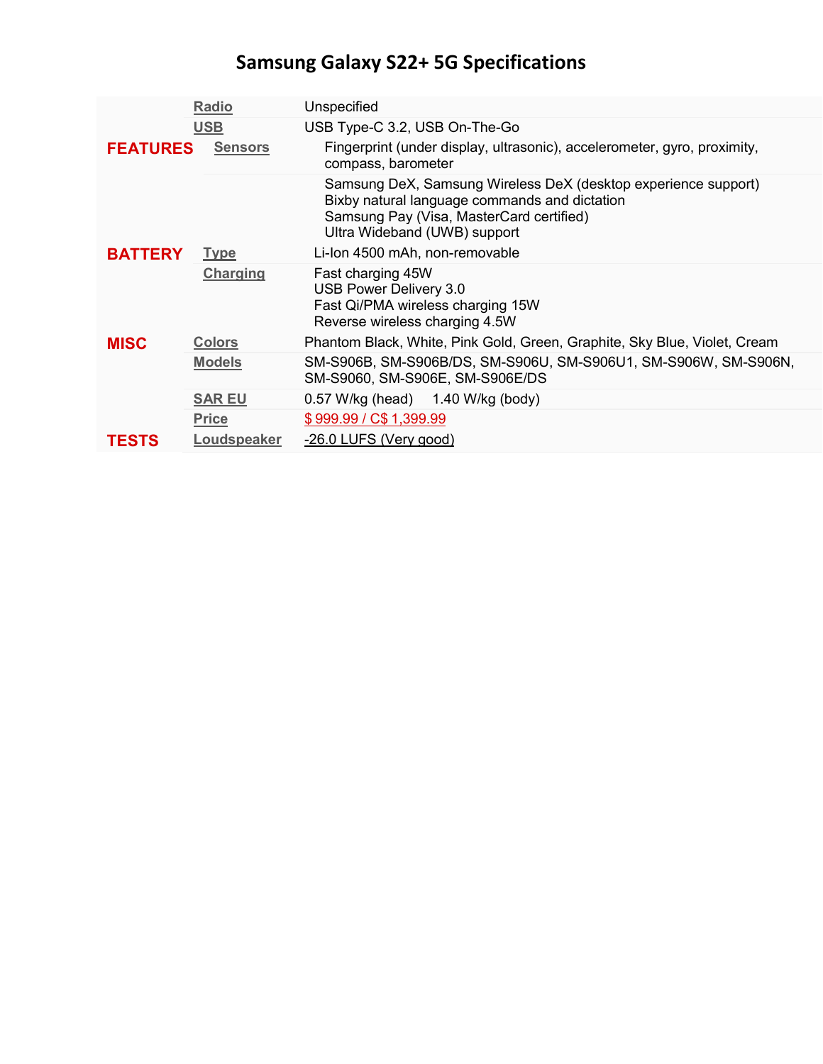# Samsung Galaxy S22+ 5G Specifications

| | | |
|---|---|---|
| **FEATURES** | Radio | Unspecified |
| | USB | USB Type-C 3.2, USB On-The-Go |
| | Sensors | Fingerprint (under display, ultrasonic), accelerometer, gyro, proximity, compass, barometer |
| | | Samsung DeX, Samsung Wireless DeX (desktop experience support)<br>Bixby natural language commands and dictation<br>Samsung Pay (Visa, MasterCard certified)<br>Ultra Wideband (UWB) support |
| **BATTERY** | Type | Li-Ion 4500 mAh, non-removable |
| | Charging | Fast charging 45W<br>USB Power Delivery 3.0<br>Fast Qi/PMA wireless charging 15W<br>Reverse wireless charging 4.5W |
| **MISC** | Colors | Phantom Black, White, Pink Gold, Green, Graphite, Sky Blue, Violet, Cream |
| | Models | SM-S906B, SM-S906B/DS, SM-S906U, SM-S906U1, SM-S906W, SM-S906N, SM-S9060, SM-S906E, SM-S906E/DS |
| | SAR EU | 0.57 W/kg (head) 1.40 W/kg (body) |
| | Price | $ 999.99 / C$ 1,399.99 |
| **TESTS** | Loudspeaker | -26.0 LUFS (Very good) |